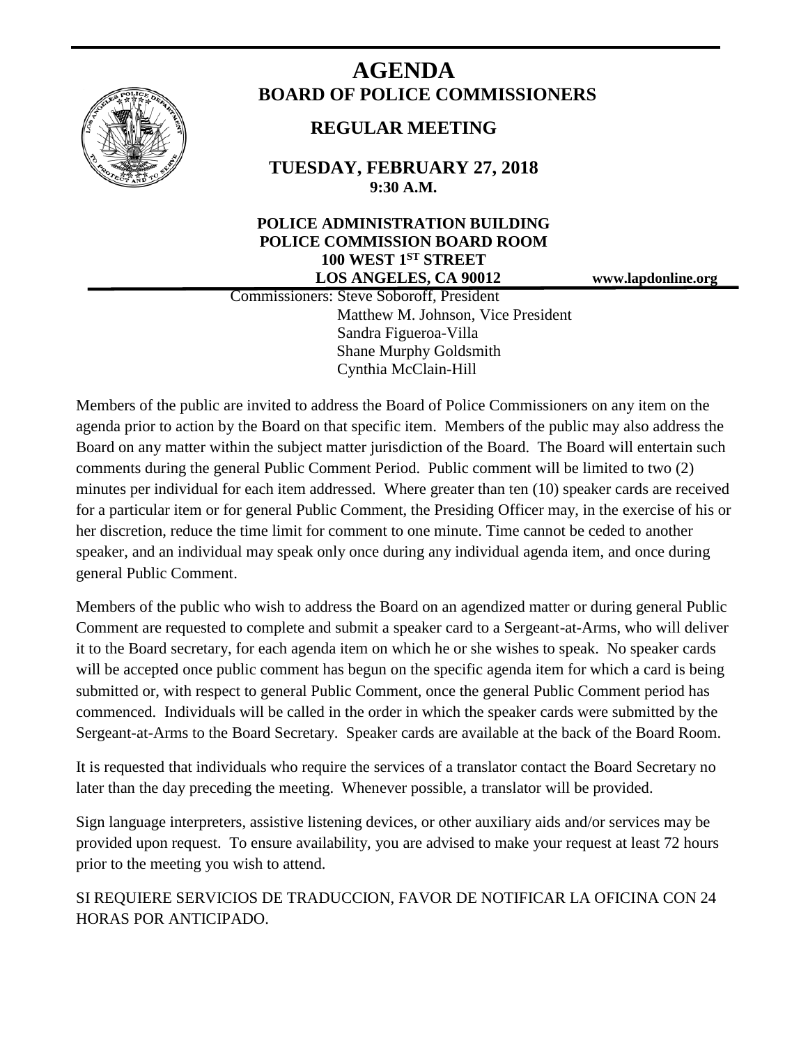# AGENDA

## BOARD OF POLICE COMMISSIONERS

## REGULAR MEETING

**TUESDAY, FEBRUARY 27, 2018**
**9:30 A.M.**

**POLICE ADMINISTRATION BUILDING**
**POLICE COMMISSION BOARD ROOM**
**100 WEST 1ST STREET**
**LOS ANGELES, CA 90012**

**www.lapdonline.org**

Commissioners: Steve Soboroff, President
Matthew M. Johnson, Vice President
Sandra Figueroa-Villa
Shane Murphy Goldsmith
Cynthia McClain-Hill

Members of the public are invited to address the Board of Police Commissioners on any item on the agenda prior to action by the Board on that specific item. Members of the public may also address the Board on any matter within the subject matter jurisdiction of the Board. The Board will entertain such comments during the general Public Comment Period. Public comment will be limited to two (2) minutes per individual for each item addressed. Where greater than ten (10) speaker cards are received for a particular item or for general Public Comment, the Presiding Officer may, in the exercise of his or her discretion, reduce the time limit for comment to one minute. Time cannot be ceded to another speaker, and an individual may speak only once during any individual agenda item, and once during general Public Comment.

Members of the public who wish to address the Board on an agendized matter or during general Public Comment are requested to complete and submit a speaker card to a Sergeant-at-Arms, who will deliver it to the Board secretary, for each agenda item on which he or she wishes to speak. No speaker cards will be accepted once public comment has begun on the specific agenda item for which a card is being submitted or, with respect to general Public Comment, once the general Public Comment period has commenced. Individuals will be called in the order in which the speaker cards were submitted by the Sergeant-at-Arms to the Board Secretary. Speaker cards are available at the back of the Board Room.

It is requested that individuals who require the services of a translator contact the Board Secretary no later than the day preceding the meeting. Whenever possible, a translator will be provided.

Sign language interpreters, assistive listening devices, or other auxiliary aids and/or services may be provided upon request. To ensure availability, you are advised to make your request at least 72 hours prior to the meeting you wish to attend.

SI REQUIERE SERVICIOS DE TRADUCCION, FAVOR DE NOTIFICAR LA OFICINA CON 24 HORAS POR ANTICIPADO.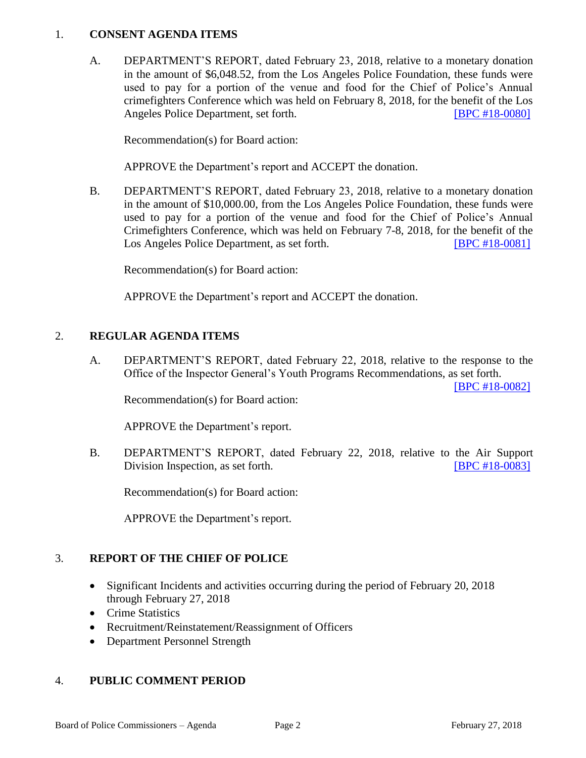1. **CONSENT AGENDA ITEMS**

   A. DEPARTMENT'S REPORT, dated February 23, 2018, relative to a monetary donation in the amount of $6,048.52, from the Los Angeles Police Foundation, these funds were used to pay for a portion of the venue and food for the Chief of Police's Annual crimefighters Conference which was held on February 8, 2018, for the benefit of the Los Angeles Police Department, set forth. [BPC #18-0080]

   Recommendation(s) for Board action:

   APPROVE the Department's report and ACCEPT the donation.

   B. DEPARTMENT'S REPORT, dated February 23, 2018, relative to a monetary donation in the amount of $10,000.00, from the Los Angeles Police Foundation, these funds were used to pay for a portion of the venue and food for the Chief of Police's Annual Crimefighters Conference, which was held on February 7-8, 2018, for the benefit of the Los Angeles Police Department, as set forth. [BPC #18-0081]

   Recommendation(s) for Board action:

   APPROVE the Department's report and ACCEPT the donation.

2. **REGULAR AGENDA ITEMS**

   A. DEPARTMENT'S REPORT, dated February 22, 2018, relative to the response to the Office of the Inspector General's Youth Programs Recommendations, as set forth. [BPC #18-0082]

   Recommendation(s) for Board action:

   APPROVE the Department's report.

   B. DEPARTMENT'S REPORT, dated February 22, 2018, relative to the Air Support Division Inspection, as set forth. [BPC #18-0083]

   Recommendation(s) for Board action:

   APPROVE the Department's report.

3. **REPORT OF THE CHIEF OF POLICE**

   - Significant Incidents and activities occurring during the period of February 20, 2018 through February 27, 2018
   - Crime Statistics
   - Recruitment/Reinstatement/Reassignment of Officers
   - Department Personnel Strength

4. **PUBLIC COMMENT PERIOD**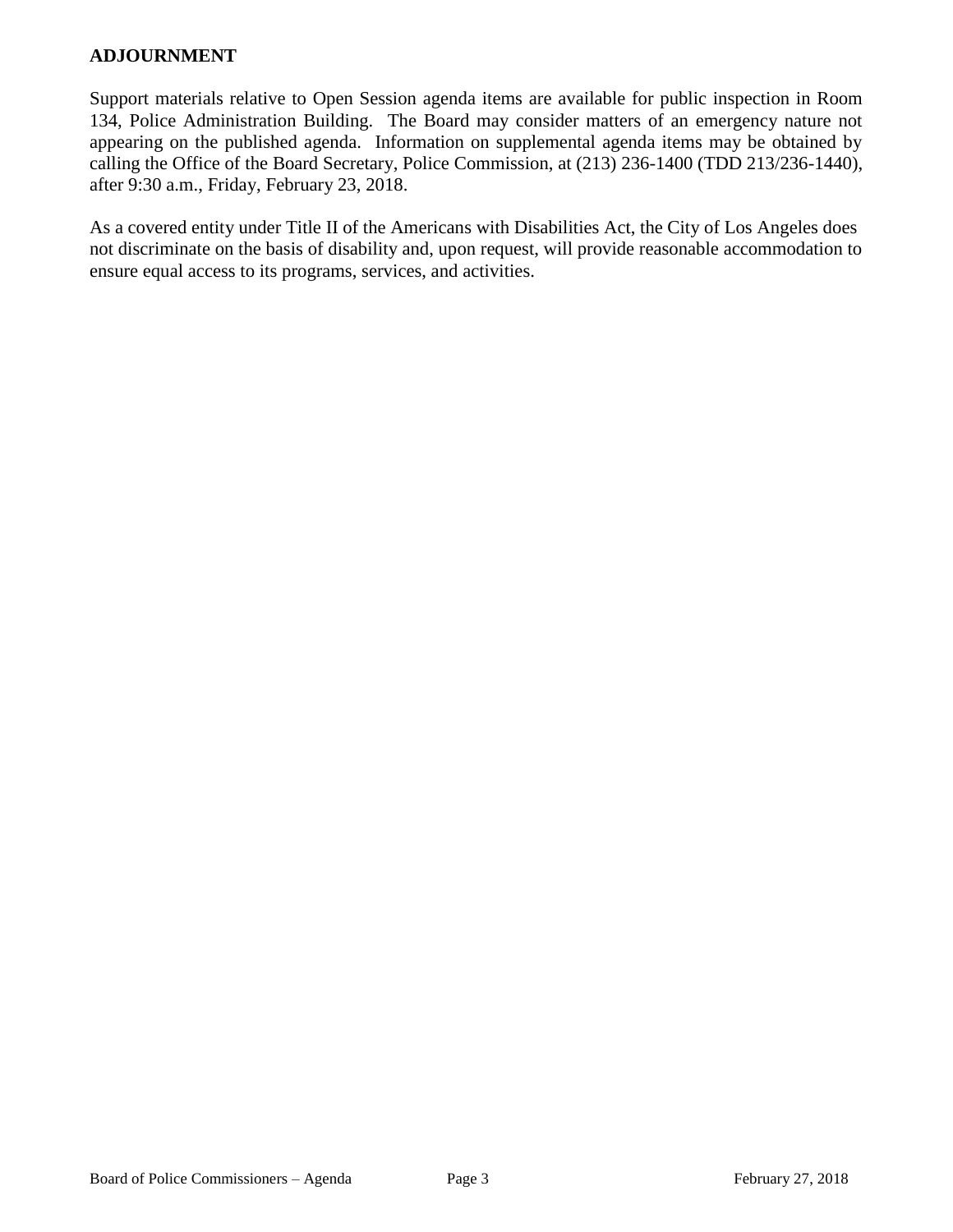**ADJOURNMENT**

Support materials relative to Open Session agenda items are available for public inspection in Room 134, Police Administration Building. The Board may consider matters of an emergency nature not appearing on the published agenda. Information on supplemental agenda items may be obtained by calling the Office of the Board Secretary, Police Commission, at (213) 236-1400 (TDD 213/236-1440), after 9:30 a.m., Friday, February 23, 2018.

As a covered entity under Title II of the Americans with Disabilities Act, the City of Los Angeles does not discriminate on the basis of disability and, upon request, will provide reasonable accommodation to ensure equal access to its programs, services, and activities.